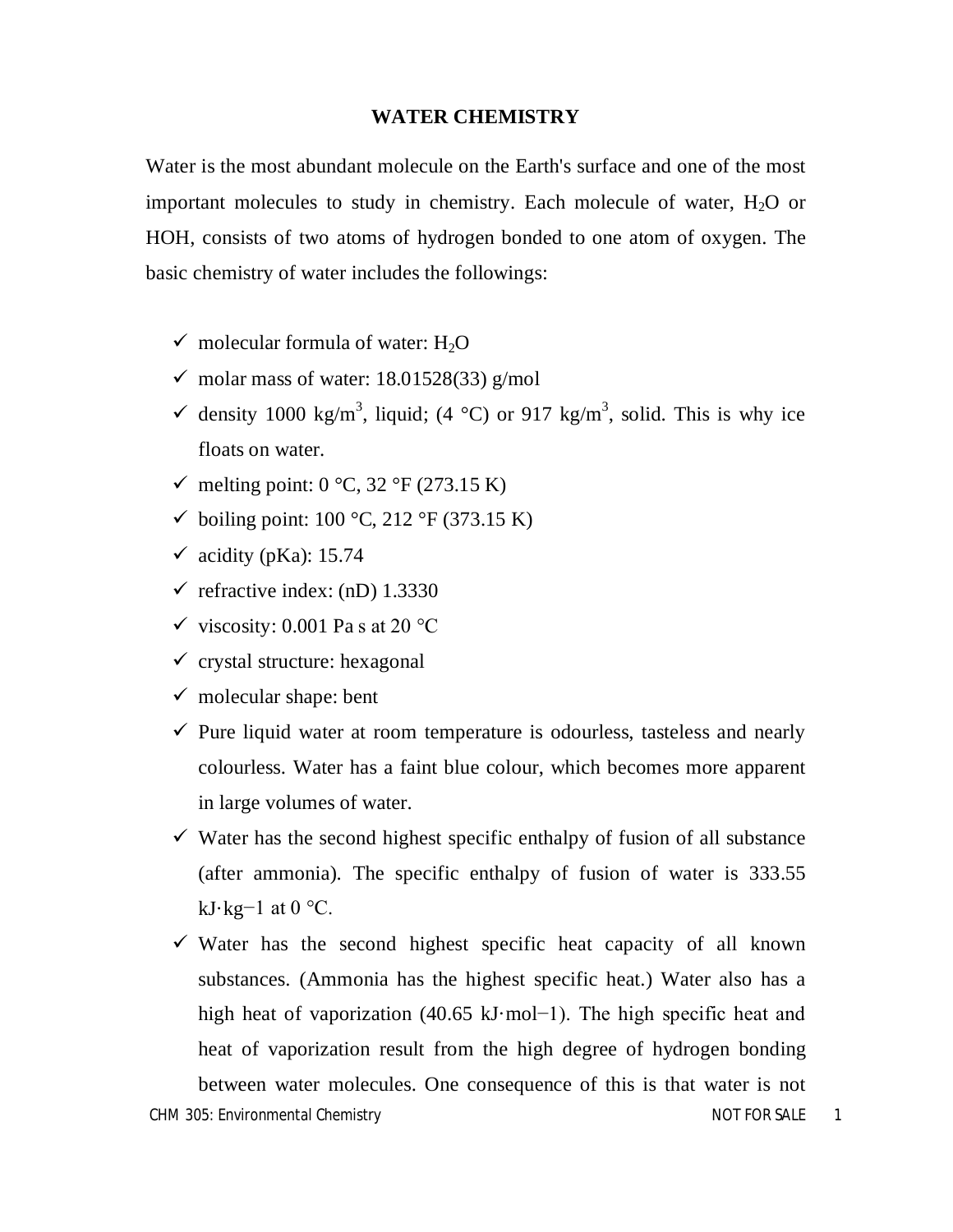# WATER CHEMISTRY

Water is the most abundant molecule on the Earth's surface and one of the most important molecules to study in chemistry. Each molecule of water, $H_2O$ or HOH, consists of two atoms of hydrogen bonded to one atom of oxygen. The basic chemistry of water includes the followings:

- ✓ molecular formula of water: $H_2O$
- ✓ molar mass of water: 18.01528(33) g/mol
- ✓ density 1000 kg/m$^3$, liquid; (4 °C) or 917 kg/m$^3$, solid. This is why ice floats on water.
- ✓ melting point: 0 °C, 32 °F (273.15 K)
- ✓ boiling point: 100 °C, 212 °F (373.15 K)
- ✓ acidity (pKa): 15.74
- ✓ refractive index: (nD) 1.3330
- ✓ viscosity: 0.001 Pa s at 20 °C
- ✓ crystal structure: hexagonal
- ✓ molecular shape: bent
- ✓ Pure liquid water at room temperature is odourless, tasteless and nearly colourless. Water has a faint blue colour, which becomes more apparent in large volumes of water.
- ✓ Water has the second highest specific enthalpy of fusion of all substance (after ammonia). The specific enthalpy of fusion of water is 333.55 kJ·kg$^{-1}$ at 0 °C.
- ✓ Water has the second highest specific heat capacity of all known substances. (Ammonia has the highest specific heat.) Water also has a high heat of vaporization (40.65 kJ·mol$^{-1}$). The high specific heat and heat of vaporization result from the high degree of hydrogen bonding between water molecules. One consequence of this is that water is not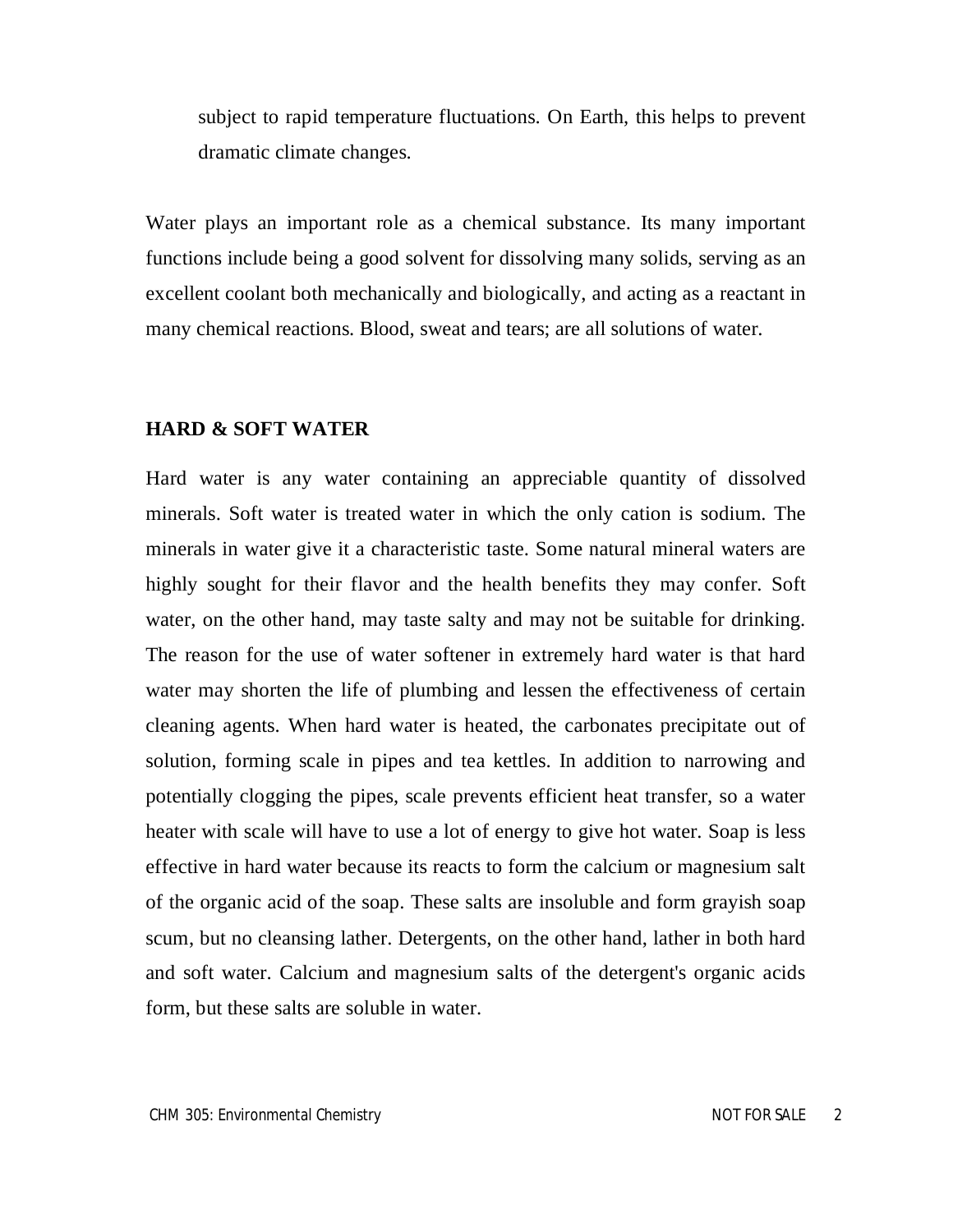subject to rapid temperature fluctuations. On Earth, this helps to prevent dramatic climate changes.

Water plays an important role as a chemical substance. Its many important functions include being a good solvent for dissolving many solids, serving as an excellent coolant both mechanically and biologically, and acting as a reactant in many chemical reactions. Blood, sweat and tears; are all solutions of water.

## HARD & SOFT WATER

Hard water is any water containing an appreciable quantity of dissolved minerals. Soft water is treated water in which the only cation is sodium. The minerals in water give it a characteristic taste. Some natural mineral waters are highly sought for their flavor and the health benefits they may confer. Soft water, on the other hand, may taste salty and may not be suitable for drinking. The reason for the use of water softener in extremely hard water is that hard water may shorten the life of plumbing and lessen the effectiveness of certain cleaning agents. When hard water is heated, the carbonates precipitate out of solution, forming scale in pipes and tea kettles. In addition to narrowing and potentially clogging the pipes, scale prevents efficient heat transfer, so a water heater with scale will have to use a lot of energy to give hot water. Soap is less effective in hard water because its reacts to form the calcium or magnesium salt of the organic acid of the soap. These salts are insoluble and form grayish soap scum, but no cleansing lather. Detergents, on the other hand, lather in both hard and soft water. Calcium and magnesium salts of the detergent's organic acids form, but these salts are soluble in water.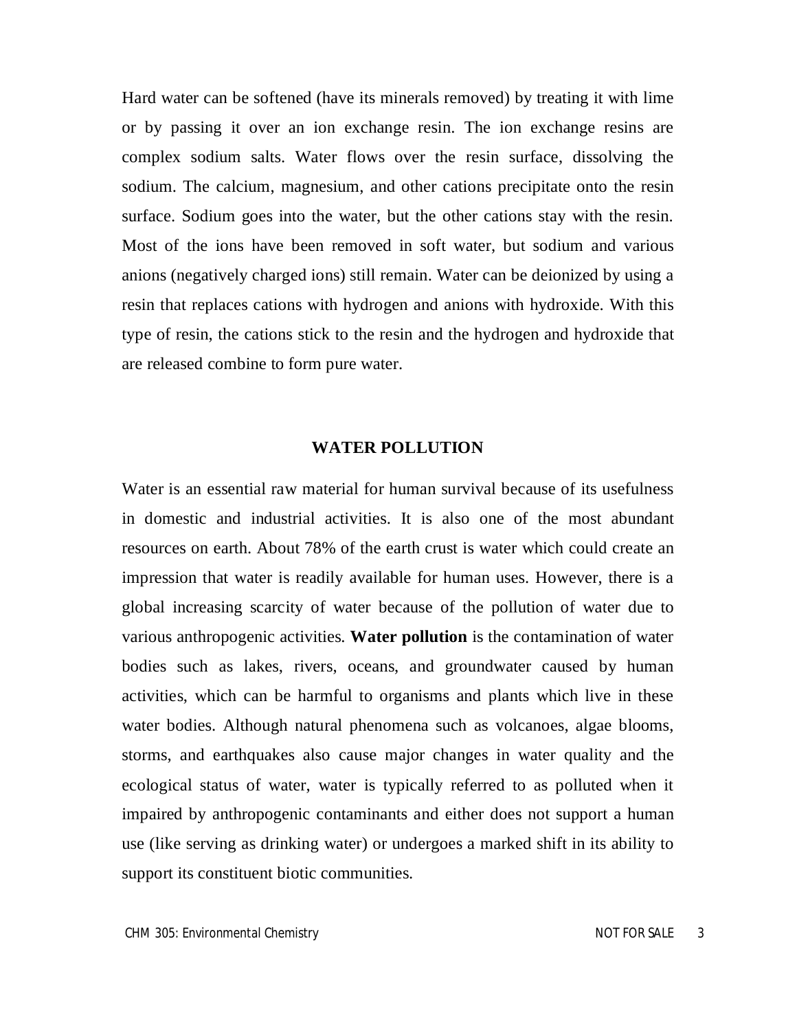Hard water can be softened (have its minerals removed) by treating it with lime or by passing it over an ion exchange resin. The ion exchange resins are complex sodium salts. Water flows over the resin surface, dissolving the sodium. The calcium, magnesium, and other cations precipitate onto the resin surface. Sodium goes into the water, but the other cations stay with the resin. Most of the ions have been removed in soft water, but sodium and various anions (negatively charged ions) still remain. Water can be deionized by using a resin that replaces cations with hydrogen and anions with hydroxide. With this type of resin, the cations stick to the resin and the hydrogen and hydroxide that are released combine to form pure water.

## WATER POLLUTION

Water is an essential raw material for human survival because of its usefulness in domestic and industrial activities. It is also one of the most abundant resources on earth. About 78% of the earth crust is water which could create an impression that water is readily available for human uses. However, there is a global increasing scarcity of water because of the pollution of water due to various anthropogenic activities. **Water pollution** is the contamination of water bodies such as lakes, rivers, oceans, and groundwater caused by human activities, which can be harmful to organisms and plants which live in these water bodies. Although natural phenomena such as volcanoes, algae blooms, storms, and earthquakes also cause major changes in water quality and the ecological status of water, water is typically referred to as polluted when it impaired by anthropogenic contaminants and either does not support a human use (like serving as drinking water) or undergoes a marked shift in its ability to support its constituent biotic communities.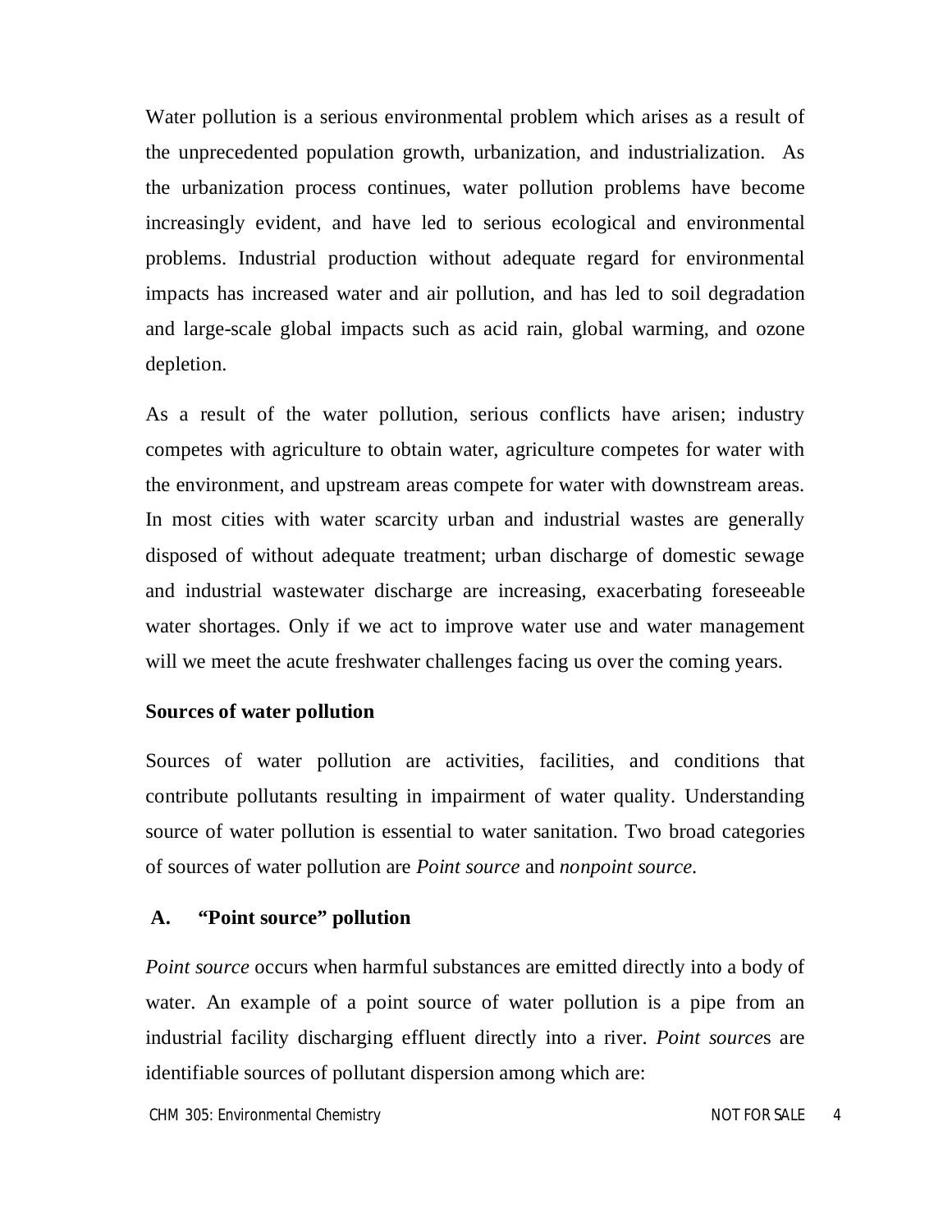Water pollution is a serious environmental problem which arises as a result of the unprecedented population growth, urbanization, and industrialization. As the urbanization process continues, water pollution problems have become increasingly evident, and have led to serious ecological and environmental problems. Industrial production without adequate regard for environmental impacts has increased water and air pollution, and has led to soil degradation and large-scale global impacts such as acid rain, global warming, and ozone depletion.

As a result of the water pollution, serious conflicts have arisen; industry competes with agriculture to obtain water, agriculture competes for water with the environment, and upstream areas compete for water with downstream areas. In most cities with water scarcity urban and industrial wastes are generally disposed of without adequate treatment; urban discharge of domestic sewage and industrial wastewater discharge are increasing, exacerbating foreseeable water shortages. Only if we act to improve water use and water management will we meet the acute freshwater challenges facing us over the coming years.

**Sources of water pollution**

Sources of water pollution are activities, facilities, and conditions that contribute pollutants resulting in impairment of water quality. Understanding source of water pollution is essential to water sanitation. Two broad categories of sources of water pollution are *Point source* and *nonpoint source*.

**A. "Point source" pollution**

*Point source* occurs when harmful substances are emitted directly into a body of water. An example of a point source of water pollution is a pipe from an industrial facility discharging effluent directly into a river. *Point source*s are identifiable sources of pollutant dispersion among which are: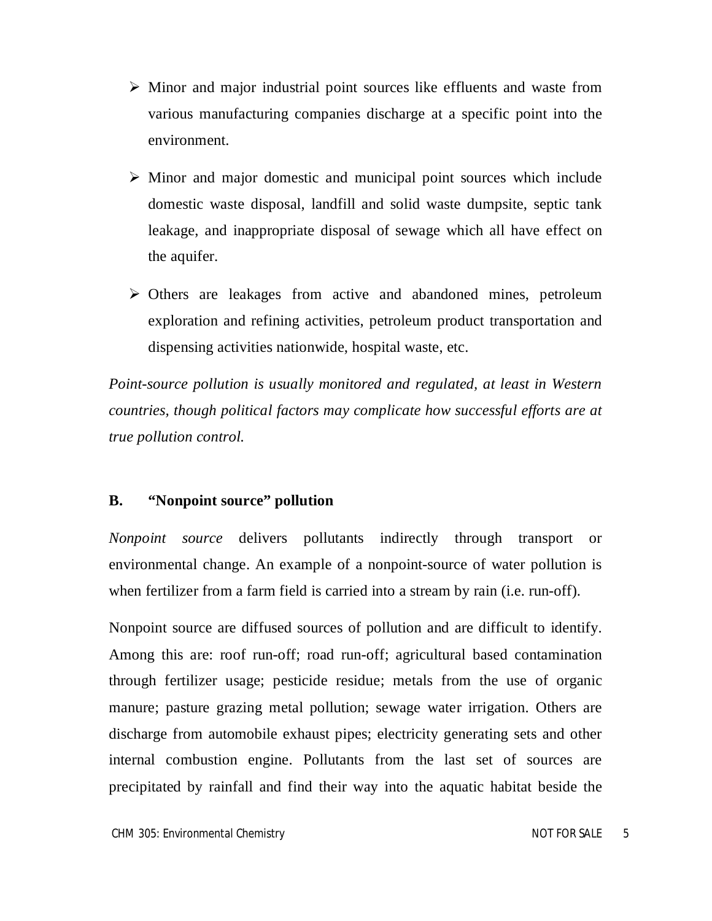- Minor and major industrial point sources like effluents and waste from various manufacturing companies discharge at a specific point into the environment.

- Minor and major domestic and municipal point sources which include domestic waste disposal, landfill and solid waste dumpsite, septic tank leakage, and inappropriate disposal of sewage which all have effect on the aquifer.

- Others are leakages from active and abandoned mines, petroleum exploration and refining activities, petroleum product transportation and dispensing activities nationwide, hospital waste, etc.

*Point-source pollution is usually monitored and regulated, at least in Western countries, though political factors may complicate how successful efforts are at true pollution control.*

### B. "Nonpoint source" pollution

*Nonpoint source* delivers pollutants indirectly through transport or environmental change. An example of a nonpoint-source of water pollution is when fertilizer from a farm field is carried into a stream by rain (i.e. run-off).

Nonpoint source are diffused sources of pollution and are difficult to identify. Among this are: roof run-off; road run-off; agricultural based contamination through fertilizer usage; pesticide residue; metals from the use of organic manure; pasture grazing metal pollution; sewage water irrigation. Others are discharge from automobile exhaust pipes; electricity generating sets and other internal combustion engine. Pollutants from the last set of sources are precipitated by rainfall and find their way into the aquatic habitat beside the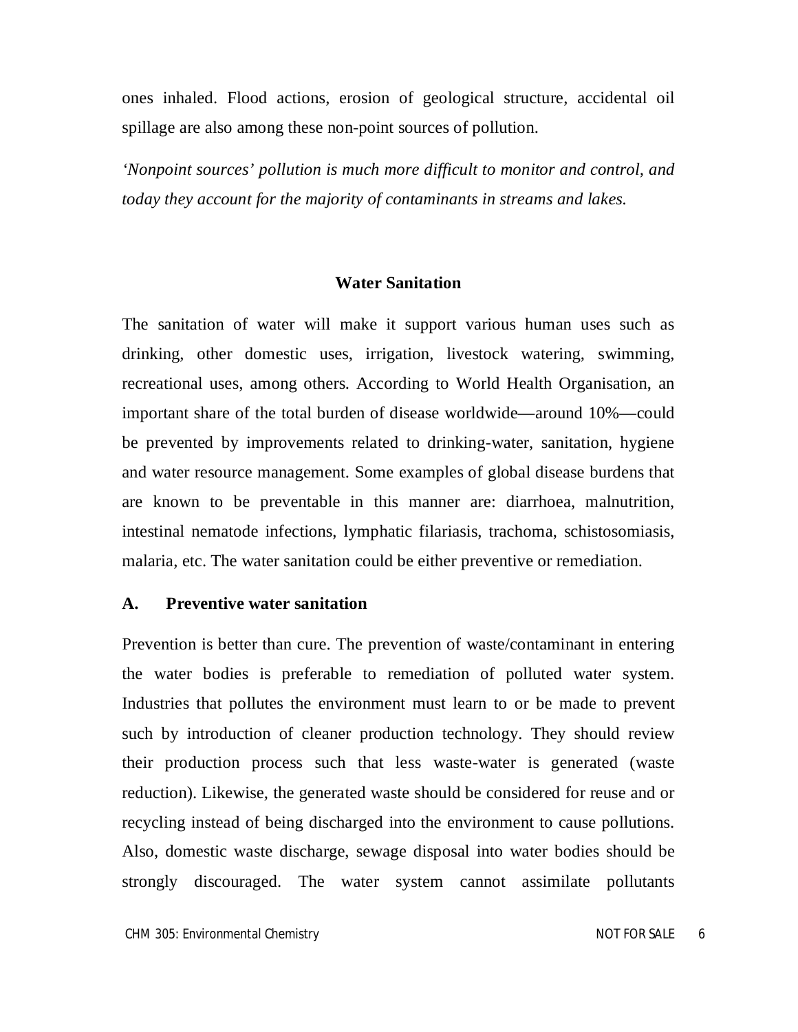ones inhaled. Flood actions, erosion of geological structure, accidental oil spillage are also among these non-point sources of pollution.

*'Nonpoint sources' pollution is much more difficult to monitor and control, and today they account for the majority of contaminants in streams and lakes.*

## Water Sanitation

The sanitation of water will make it support various human uses such as drinking, other domestic uses, irrigation, livestock watering, swimming, recreational uses, among others. According to World Health Organisation, an important share of the total burden of disease worldwide—around 10%—could be prevented by improvements related to drinking-water, sanitation, hygiene and water resource management. Some examples of global disease burdens that are known to be preventable in this manner are: diarrhoea, malnutrition, intestinal nematode infections, lymphatic filariasis, trachoma, schistosomiasis, malaria, etc. The water sanitation could be either preventive or remediation.

### A. Preventive water sanitation

Prevention is better than cure. The prevention of waste/contaminant in entering the water bodies is preferable to remediation of polluted water system. Industries that pollutes the environment must learn to or be made to prevent such by introduction of cleaner production technology. They should review their production process such that less waste-water is generated (waste reduction). Likewise, the generated waste should be considered for reuse and or recycling instead of being discharged into the environment to cause pollutions. Also, domestic waste discharge, sewage disposal into water bodies should be strongly discouraged. The water system cannot assimilate pollutants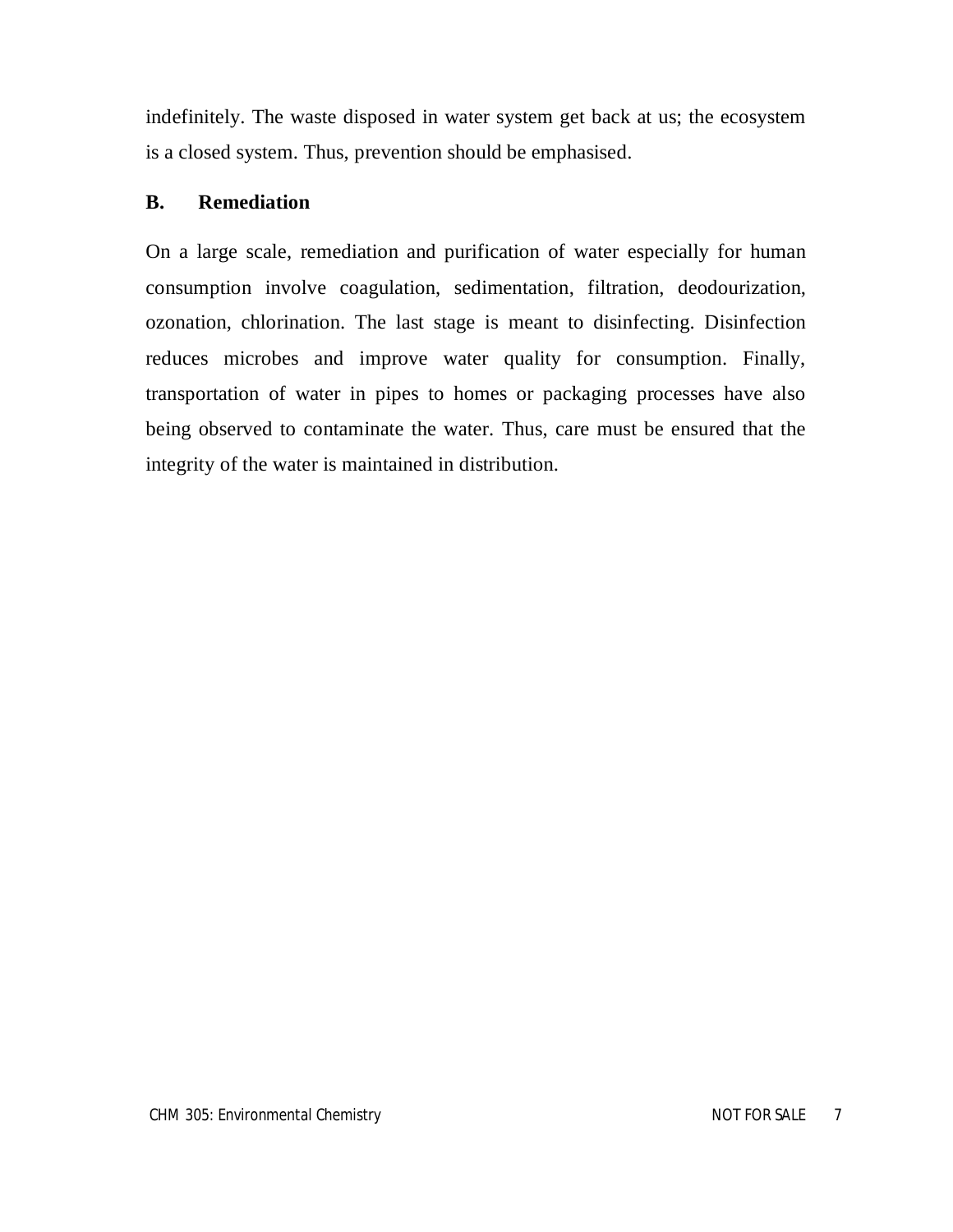indefinitely. The waste disposed in water system get back at us; the ecosystem is a closed system. Thus, prevention should be emphasised.

**B. Remediation**

On a large scale, remediation and purification of water especially for human consumption involve coagulation, sedimentation, filtration, deodourization, ozonation, chlorination. The last stage is meant to disinfecting. Disinfection reduces microbes and improve water quality for consumption. Finally, transportation of water in pipes to homes or packaging processes have also being observed to contaminate the water. Thus, care must be ensured that the integrity of the water is maintained in distribution.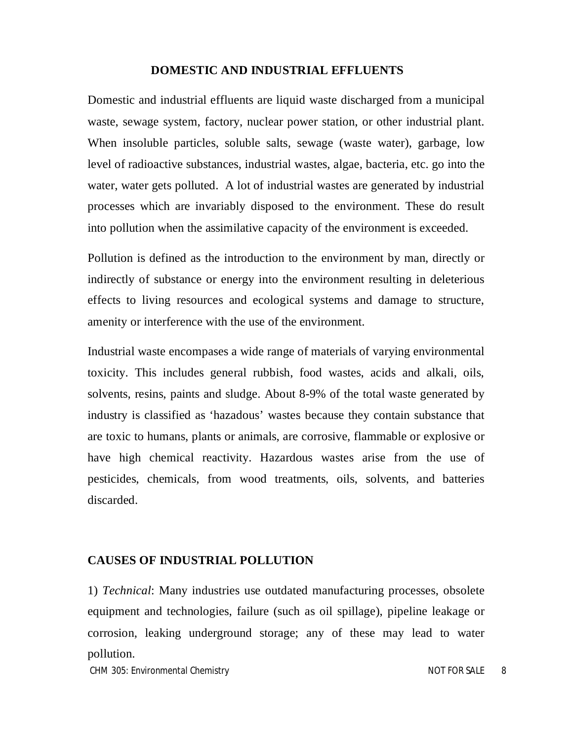## DOMESTIC AND INDUSTRIAL EFFLUENTS

Domestic and industrial effluents are liquid waste discharged from a municipal waste, sewage system, factory, nuclear power station, or other industrial plant. When insoluble particles, soluble salts, sewage (waste water), garbage, low level of radioactive substances, industrial wastes, algae, bacteria, etc. go into the water, water gets polluted. A lot of industrial wastes are generated by industrial processes which are invariably disposed to the environment. These do result into pollution when the assimilative capacity of the environment is exceeded.

Pollution is defined as the introduction to the environment by man, directly or indirectly of substance or energy into the environment resulting in deleterious effects to living resources and ecological systems and damage to structure, amenity or interference with the use of the environment.

Industrial waste encompases a wide range of materials of varying environmental toxicity. This includes general rubbish, food wastes, acids and alkali, oils, solvents, resins, paints and sludge. About 8-9% of the total waste generated by industry is classified as 'hazadous' wastes because they contain substance that are toxic to humans, plants or animals, are corrosive, flammable or explosive or have high chemical reactivity. Hazardous wastes arise from the use of pesticides, chemicals, from wood treatments, oils, solvents, and batteries discarded.

## CAUSES OF INDUSTRIAL POLLUTION

1) *Technical*: Many industries use outdated manufacturing processes, obsolete equipment and technologies, failure (such as oil spillage), pipeline leakage or corrosion, leaking underground storage; any of these may lead to water pollution.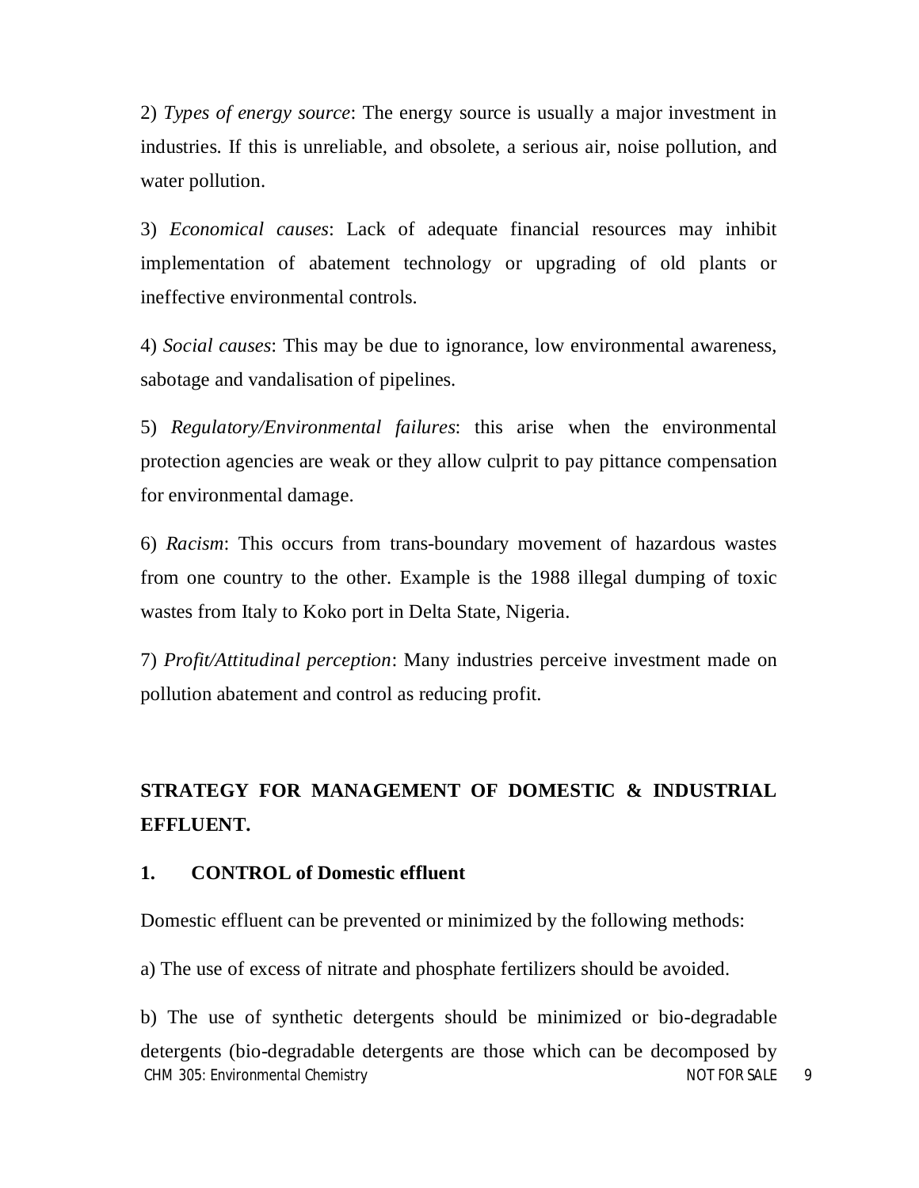2) *Types of energy source*: The energy source is usually a major investment in industries. If this is unreliable, and obsolete, a serious air, noise pollution, and water pollution.

3) *Economical causes*: Lack of adequate financial resources may inhibit implementation of abatement technology or upgrading of old plants or ineffective environmental controls.

4) *Social causes*: This may be due to ignorance, low environmental awareness, sabotage and vandalisation of pipelines.

5) *Regulatory/Environmental failures*: this arise when the environmental protection agencies are weak or they allow culprit to pay pittance compensation for environmental damage.

6) *Racism*: This occurs from trans-boundary movement of hazardous wastes from one country to the other. Example is the 1988 illegal dumping of toxic wastes from Italy to Koko port in Delta State, Nigeria.

7) *Profit/Attitudinal perception*: Many industries perceive investment made on pollution abatement and control as reducing profit.

## STRATEGY FOR MANAGEMENT OF DOMESTIC & INDUSTRIAL EFFLUENT.

### 1. CONTROL of Domestic effluent

Domestic effluent can be prevented or minimized by the following methods:

a) The use of excess of nitrate and phosphate fertilizers should be avoided.

b) The use of synthetic detergents should be minimized or bio-degradable detergents (bio-degradable detergents are those which can be decomposed by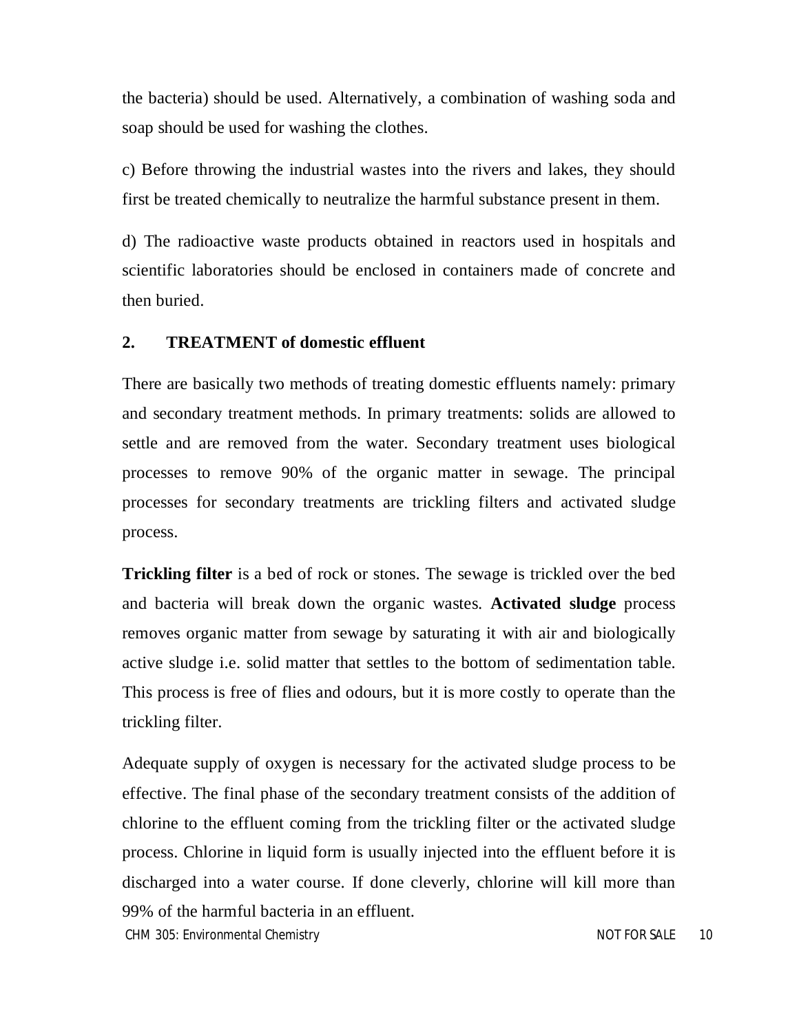the bacteria) should be used. Alternatively, a combination of washing soda and soap should be used for washing the clothes.

c) Before throwing the industrial wastes into the rivers and lakes, they should first be treated chemically to neutralize the harmful substance present in them.

d) The radioactive waste products obtained in reactors used in hospitals and scientific laboratories should be enclosed in containers made of concrete and then buried.

## 2. TREATMENT of domestic effluent

There are basically two methods of treating domestic effluents namely: primary and secondary treatment methods. In primary treatments: solids are allowed to settle and are removed from the water. Secondary treatment uses biological processes to remove 90% of the organic matter in sewage. The principal processes for secondary treatments are trickling filters and activated sludge process.

**Trickling filter** is a bed of rock or stones. The sewage is trickled over the bed and bacteria will break down the organic wastes. **Activated sludge** process removes organic matter from sewage by saturating it with air and biologically active sludge i.e. solid matter that settles to the bottom of sedimentation table. This process is free of flies and odours, but it is more costly to operate than the trickling filter.

Adequate supply of oxygen is necessary for the activated sludge process to be effective. The final phase of the secondary treatment consists of the addition of chlorine to the effluent coming from the trickling filter or the activated sludge process. Chlorine in liquid form is usually injected into the effluent before it is discharged into a water course. If done cleverly, chlorine will kill more than 99% of the harmful bacteria in an effluent.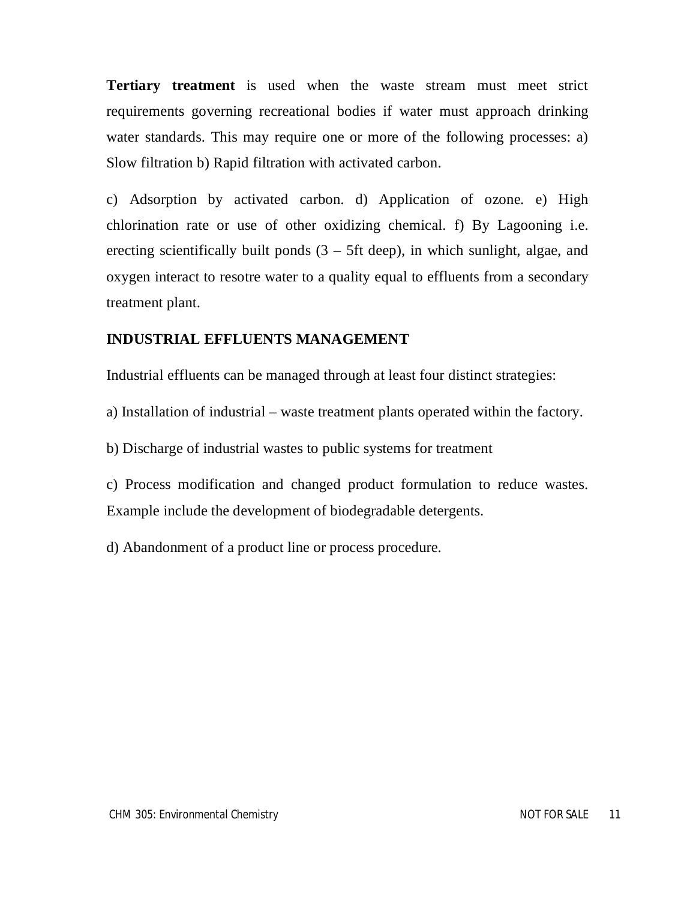**Tertiary treatment** is used when the waste stream must meet strict requirements governing recreational bodies if water must approach drinking water standards. This may require one or more of the following processes: a) Slow filtration b) Rapid filtration with activated carbon.

c) Adsorption by activated carbon. d) Application of ozone. e) High chlorination rate or use of other oxidizing chemical. f) By Lagooning i.e. erecting scientifically built ponds (3 – 5ft deep), in which sunlight, algae, and oxygen interact to resotre water to a quality equal to effluents from a secondary treatment plant.

## INDUSTRIAL EFFLUENTS MANAGEMENT

Industrial effluents can be managed through at least four distinct strategies:

a) Installation of industrial – waste treatment plants operated within the factory.

b) Discharge of industrial wastes to public systems for treatment

c) Process modification and changed product formulation to reduce wastes. Example include the development of biodegradable detergents.

d) Abandonment of a product line or process procedure.